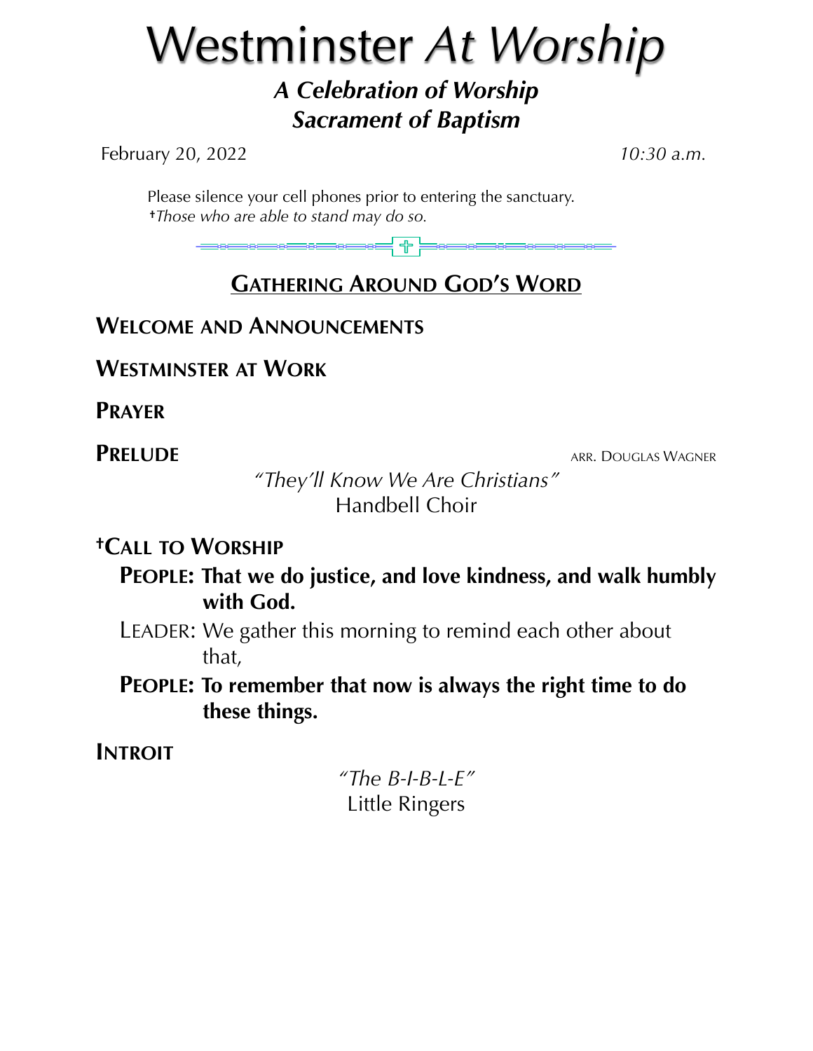# Westminster *At Worship*

## *A Celebration of Worship*
## *Sacrament of Baptism*

February 20, 2022 *10:30 a.m.*

Please silence your cell phones prior to entering the sanctuary.
†*Those who are able to stand may do so.*

## GATHERING AROUND GOD'S WORD

**WELCOME AND ANNOUNCEMENTS**

**WESTMINSTER AT WORK**

**PRAYER**

**PRELUDE** ARR. DOUGLAS WAGNER

*"They'll Know We Are Christians"*
Handbell Choir

**†CALL TO WORSHIP**

**PEOPLE: That we do justice, and love kindness, and walk humbly with God.**

LEADER: We gather this morning to remind each other about that,

**PEOPLE: To remember that now is always the right time to do these things.**

**INTROIT**

*"The B-I-B-L-E"*
Little Ringers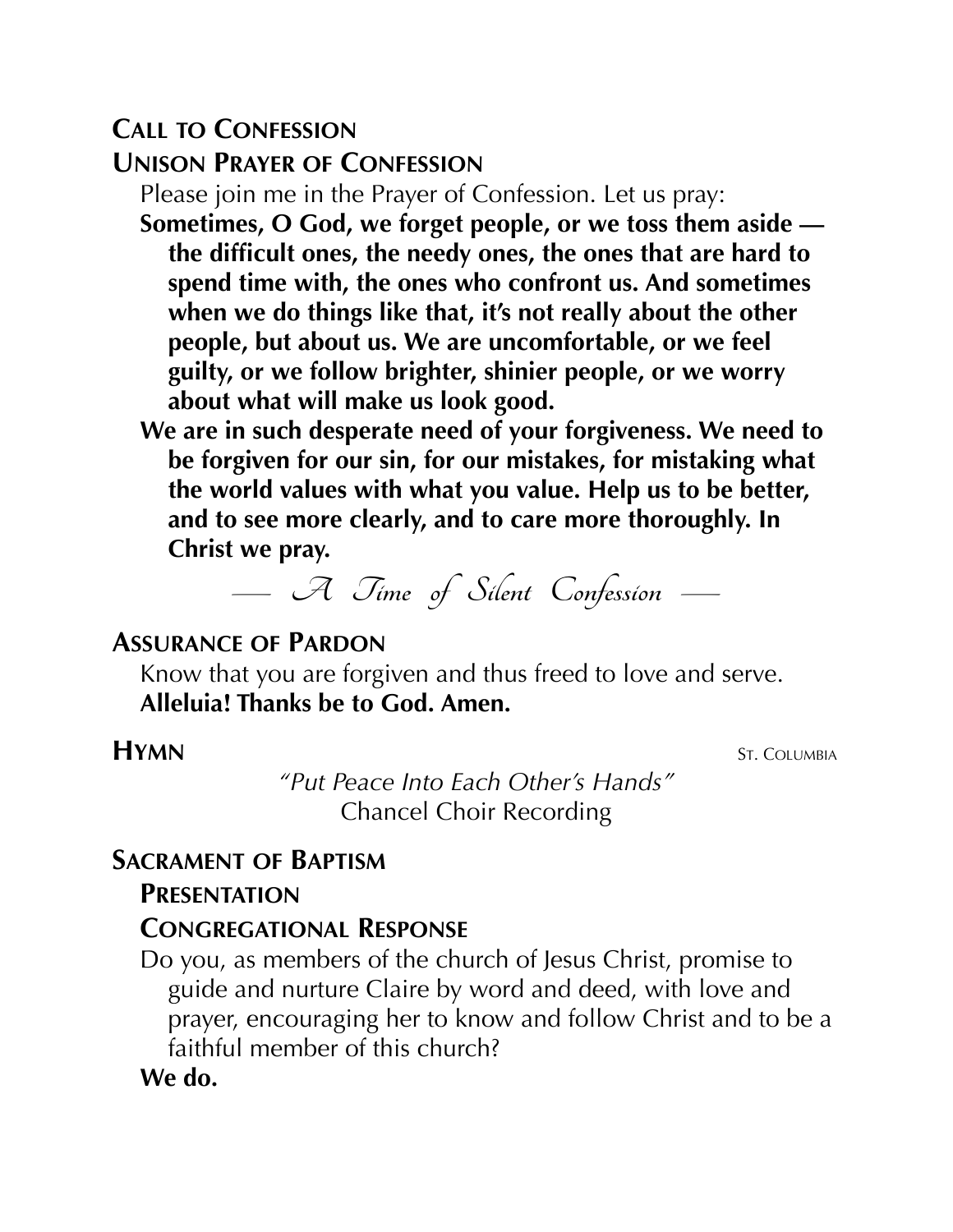## Call to Confession

## Unison Prayer of Confession

Please join me in the Prayer of Confession. Let us pray:

**Sometimes, O God, we forget people, or we toss them aside — the difficult ones, the needy ones, the ones that are hard to spend time with, the ones who confront us. And sometimes when we do things like that, it's not really about the other people, but about us. We are uncomfortable, or we feel guilty, or we follow brighter, shinier people, or we worry about what will make us look good.**

**We are in such desperate need of your forgiveness. We need to be forgiven for our sin, for our mistakes, for mistaking what the world values with what you value. Help us to be better, and to see more clearly, and to care more thoroughly. In Christ we pray.**

*— A Time of Silent Confession —*

## Assurance of Pardon

Know that you are forgiven and thus freed to love and serve.

**Alleluia! Thanks be to God. Amen.**

## Hymn

St. Columbia

*"Put Peace Into Each Other's Hands"*

Chancel Choir Recording

## Sacrament of Baptism

### Presentation

### Congregational Response

Do you, as members of the church of Jesus Christ, promise to guide and nurture Claire by word and deed, with love and prayer, encouraging her to know and follow Christ and to be a faithful member of this church?

**We do.**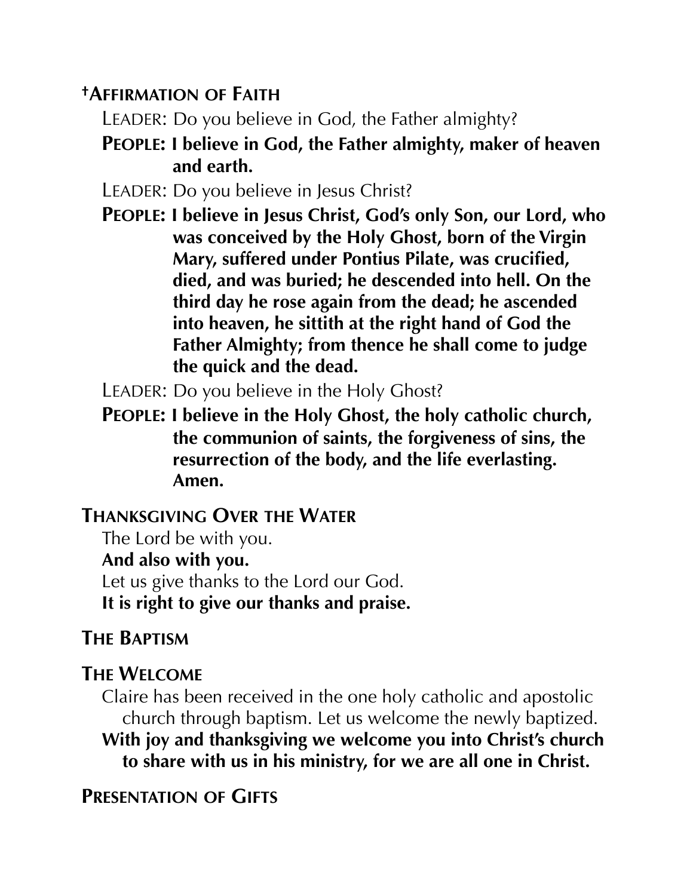## †Affirmation of Faith

Leader: Do you believe in God, the Father almighty?

**People: I believe in God, the Father almighty, maker of heaven and earth.**

Leader: Do you believe in Jesus Christ?

**People: I believe in Jesus Christ, God's only Son, our Lord, who was conceived by the Holy Ghost, born of the Virgin Mary, suffered under Pontius Pilate, was crucified, died, and was buried; he descended into hell. On the third day he rose again from the dead; he ascended into heaven, he sittith at the right hand of God the Father Almighty; from thence he shall come to judge the quick and the dead.**

Leader: Do you believe in the Holy Ghost?

**People: I believe in the Holy Ghost, the holy catholic church, the communion of saints, the forgiveness of sins, the resurrection of the body, and the life everlasting. Amen.**

## Thanksgiving Over the Water

The Lord be with you.

**And also with you.**

Let us give thanks to the Lord our God.

**It is right to give our thanks and praise.**

## The Baptism

## The Welcome

Claire has been received in the one holy catholic and apostolic church through baptism. Let us welcome the newly baptized.

**With joy and thanksgiving we welcome you into Christ's church to share with us in his ministry, for we are all one in Christ.**

## Presentation of Gifts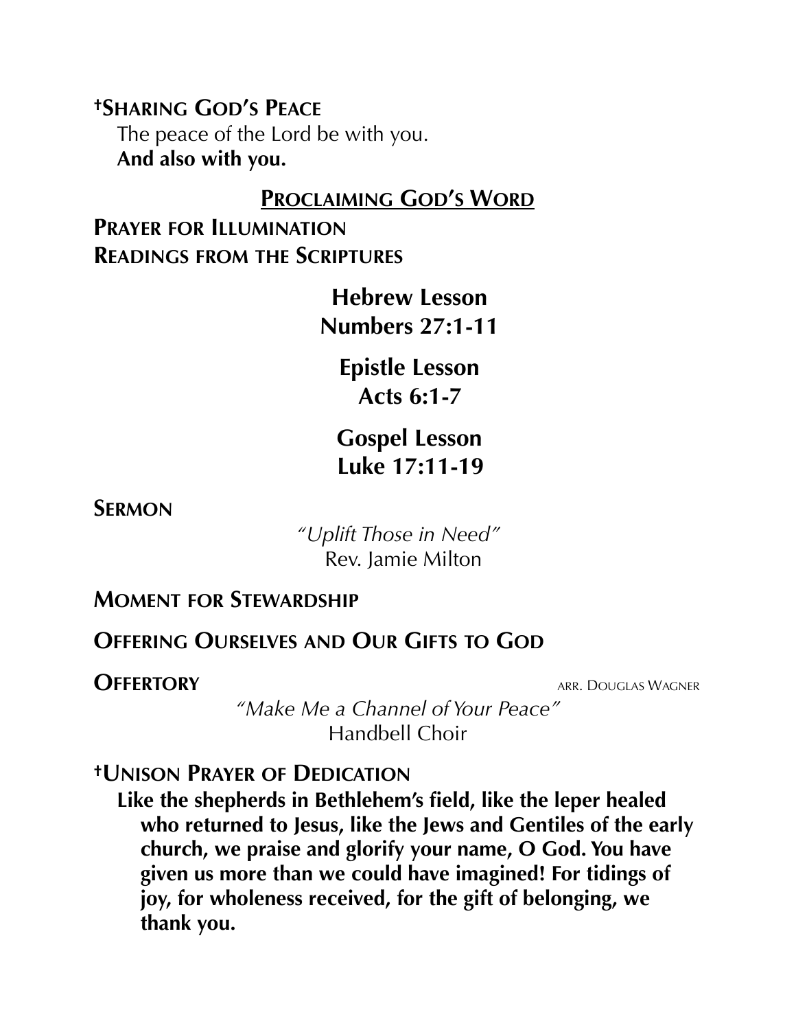**†Sharing God's Peace**

The peace of the Lord be with you.
**And also with you.**

## Proclaiming God's Word

**Prayer for Illumination**

**Readings from the Scriptures**

**Hebrew Lesson**
**Numbers 27:1-11**

**Epistle Lesson**
**Acts 6:1-7**

**Gospel Lesson**
**Luke 17:11-19**

**Sermon**

*"Uplift Those in Need"*
Rev. Jamie Milton

**Moment for Stewardship**

**Offering Ourselves and Our Gifts to God**

**Offertory** arr. Douglas Wagner

*"Make Me a Channel of Your Peace"*
Handbell Choir

**†Unison Prayer of Dedication**

**Like the shepherds in Bethlehem's field, like the leper healed who returned to Jesus, like the Jews and Gentiles of the early church, we praise and glorify your name, O God. You have given us more than we could have imagined! For tidings of joy, for wholeness received, for the gift of belonging, we thank you.**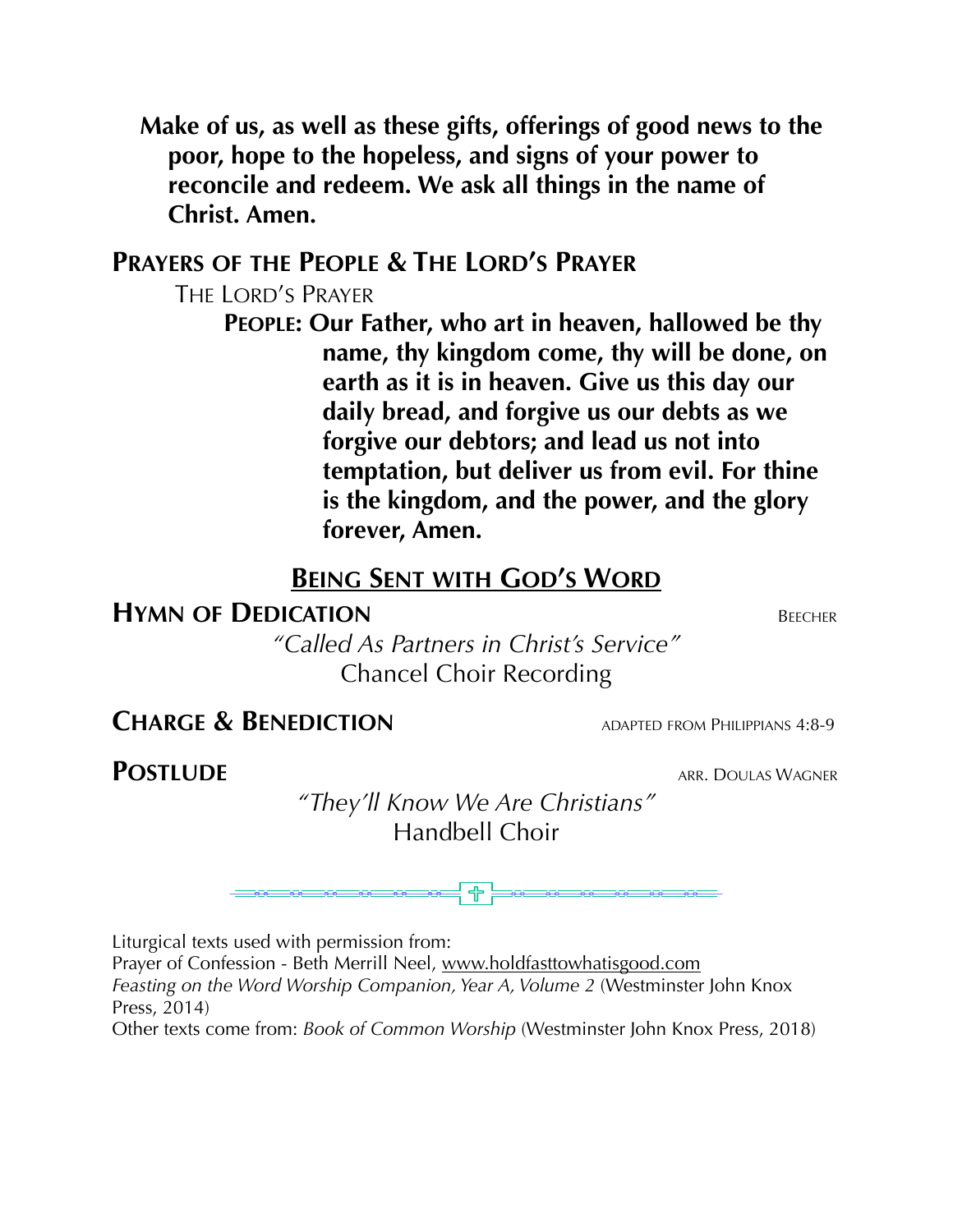**Make of us, as well as these gifts, offerings of good news to the poor, hope to the hopeless, and signs of your power to reconcile and redeem. We ask all things in the name of Christ. Amen.**

## PRAYERS OF THE PEOPLE & THE LORD'S PRAYER

THE LORD'S PRAYER

**PEOPLE: Our Father, who art in heaven, hallowed be thy name, thy kingdom come, thy will be done, on earth as it is in heaven. Give us this day our daily bread, and forgive us our debts as we forgive our debtors; and lead us not into temptation, but deliver us from evil. For thine is the kingdom, and the power, and the glory forever, Amen.**

## BEING SENT WITH GOD'S WORD

## HYMN OF DEDICATION

BEECHER

*"Called As Partners in Christ's Service"*
Chancel Choir Recording

## CHARGE & BENEDICTION

ADAPTED FROM PHILIPPIANS 4:8-9

## POSTLUDE

ARR. DOULAS WAGNER

*"They'll Know We Are Christians"*
Handbell Choir

Liturgical texts used with permission from:
Prayer of Confession - Beth Merrill Neel, www.holdfasttowhatisgood.com
*Feasting on the Word Worship Companion, Year A, Volume 2* (Westminster John Knox Press, 2014)
Other texts come from: *Book of Common Worship* (Westminster John Knox Press, 2018)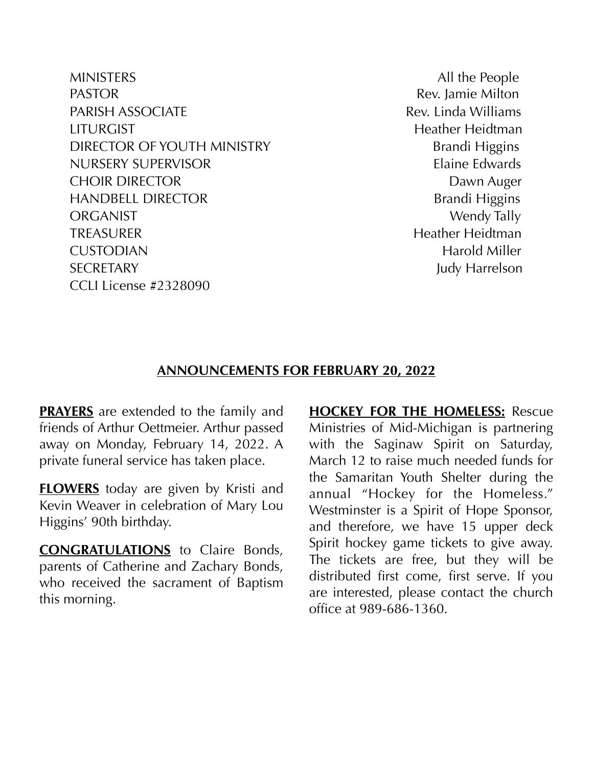| | |
|---|---|
| MINISTERS | All the People |
| PASTOR | Rev. Jamie Milton |
| PARISH ASSOCIATE | Rev. Linda Williams |
| LITURGIST | Heather Heidtman |
| DIRECTOR OF YOUTH MINISTRY | Brandi Higgins |
| NURSERY SUPERVISOR | Elaine Edwards |
| CHOIR DIRECTOR | Dawn Auger |
| HANDBELL DIRECTOR | Brandi Higgins |
| ORGANIST | Wendy Tally |
| TREASURER | Heather Heidtman |
| CUSTODIAN | Harold Miller |
| SECRETARY | Judy Harrelson |

CCLI License #2328090

## ANNOUNCEMENTS FOR FEBRUARY 20, 2022

**PRAYERS** are extended to the family and friends of Arthur Oettmeier. Arthur passed away on Monday, February 14, 2022. A private funeral service has taken place.

**FLOWERS** today are given by Kristi and Kevin Weaver in celebration of Mary Lou Higgins' 90th birthday.

**CONGRATULATIONS** to Claire Bonds, parents of Catherine and Zachary Bonds, who received the sacrament of Baptism this morning.

**HOCKEY FOR THE HOMELESS:** Rescue Ministries of Mid-Michigan is partnering with the Saginaw Spirit on Saturday, March 12 to raise much needed funds for the Samaritan Youth Shelter during the annual "Hockey for the Homeless." Westminster is a Spirit of Hope Sponsor, and therefore, we have 15 upper deck Spirit hockey game tickets to give away. The tickets are free, but they will be distributed first come, first serve. If you are interested, please contact the church office at 989-686-1360.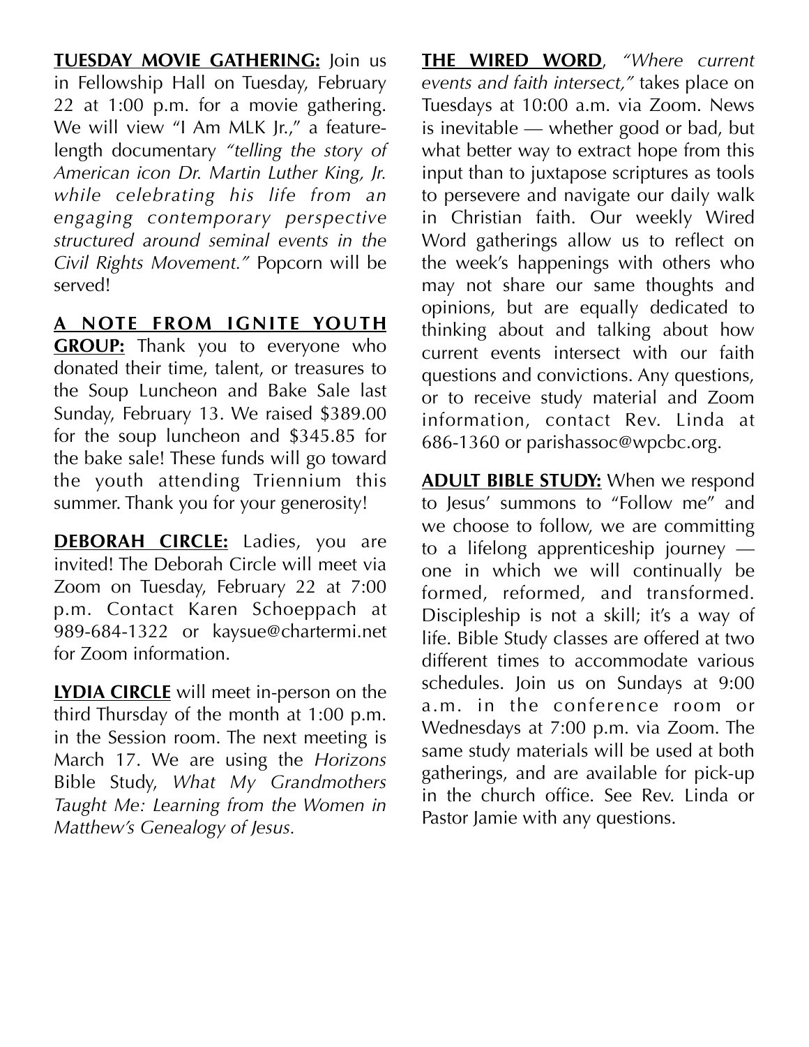**TUESDAY MOVIE GATHERING:** Join us in Fellowship Hall on Tuesday, February 22 at 1:00 p.m. for a movie gathering. We will view "I Am MLK Jr.," a feature-length documentary *"telling the story of American icon Dr. Martin Luther King, Jr. while celebrating his life from an engaging contemporary perspective structured around seminal events in the Civil Rights Movement."* Popcorn will be served!

**A NOTE FROM IGNITE YOUTH GROUP:** Thank you to everyone who donated their time, talent, or treasures to the Soup Luncheon and Bake Sale last Sunday, February 13. We raised $389.00 for the soup luncheon and $345.85 for the bake sale! These funds will go toward the youth attending Triennium this summer. Thank you for your generosity!

**DEBORAH CIRCLE:** Ladies, you are invited! The Deborah Circle will meet via Zoom on Tuesday, February 22 at 7:00 p.m. Contact Karen Schoeppach at 989-684-1322 or kaysue@chartermi.net for Zoom information.

**LYDIA CIRCLE** will meet in-person on the third Thursday of the month at 1:00 p.m. in the Session room. The next meeting is March 17. We are using the *Horizons* Bible Study, *What My Grandmothers Taught Me: Learning from the Women in Matthew's Genealogy of Jesus.*

**THE WIRED WORD**, *"Where current events and faith intersect,"* takes place on Tuesdays at 10:00 a.m. via Zoom. News is inevitable — whether good or bad, but what better way to extract hope from this input than to juxtapose scriptures as tools to persevere and navigate our daily walk in Christian faith. Our weekly Wired Word gatherings allow us to reflect on the week's happenings with others who may not share our same thoughts and opinions, but are equally dedicated to thinking about and talking about how current events intersect with our faith questions and convictions. Any questions, or to receive study material and Zoom information, contact Rev. Linda at 686-1360 or parishassoc@wpcbc.org.

**ADULT BIBLE STUDY:** When we respond to Jesus' summons to "Follow me" and we choose to follow, we are committing to a lifelong apprenticeship journey — one in which we will continually be formed, reformed, and transformed. Discipleship is not a skill; it's a way of life. Bible Study classes are offered at two different times to accommodate various schedules. Join us on Sundays at 9:00 a.m. in the conference room or Wednesdays at 7:00 p.m. via Zoom. The same study materials will be used at both gatherings, and are available for pick-up in the church office. See Rev. Linda or Pastor Jamie with any questions.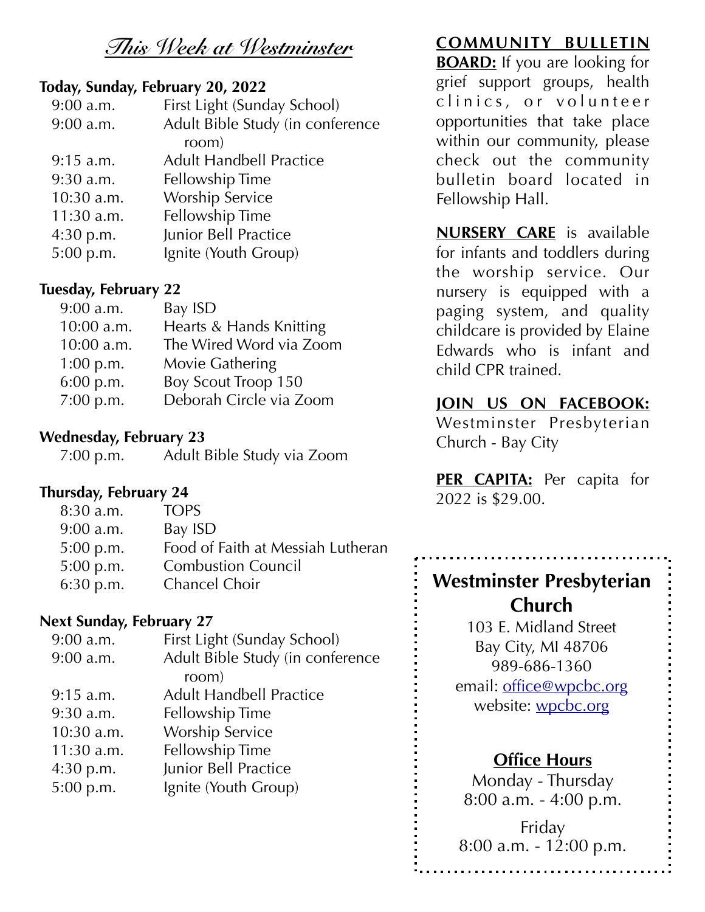# *This Week at Westminster*

**Today, Sunday, February 20, 2022**

| | |
|---|---|
| 9:00 a.m. | First Light (Sunday School) |
| 9:00 a.m. | Adult Bible Study (in conference room) |
| 9:15 a.m. | Adult Handbell Practice |
| 9:30 a.m. | Fellowship Time |
| 10:30 a.m. | Worship Service |
| 11:30 a.m. | Fellowship Time |
| 4:30 p.m. | Junior Bell Practice |
| 5:00 p.m. | Ignite (Youth Group) |

**Tuesday, February 22**

| | |
|---|---|
| 9:00 a.m. | Bay ISD |
| 10:00 a.m. | Hearts & Hands Knitting |
| 10:00 a.m. | The Wired Word via Zoom |
| 1:00 p.m. | Movie Gathering |
| 6:00 p.m. | Boy Scout Troop 150 |
| 7:00 p.m. | Deborah Circle via Zoom |

**Wednesday, February 23**

| | |
|---|---|
| 7:00 p.m. | Adult Bible Study via Zoom |

**Thursday, February 24**

| | |
|---|---|
| 8:30 a.m. | TOPS |
| 9:00 a.m. | Bay ISD |
| 5:00 p.m. | Food of Faith at Messiah Lutheran |
| 5:00 p.m. | Combustion Council |
| 6:30 p.m. | Chancel Choir |

**Next Sunday, February 27**

| | |
|---|---|
| 9:00 a.m. | First Light (Sunday School) |
| 9:00 a.m. | Adult Bible Study (in conference room) |
| 9:15 a.m. | Adult Handbell Practice |
| 9:30 a.m. | Fellowship Time |
| 10:30 a.m. | Worship Service |
| 11:30 a.m. | Fellowship Time |
| 4:30 p.m. | Junior Bell Practice |
| 5:00 p.m. | Ignite (Youth Group) |

**COMMUNITY BULLETIN BOARD:** If you are looking for grief support groups, health clinics, or volunteer opportunities that take place within our community, please check out the community bulletin board located in Fellowship Hall.

**NURSERY CARE** is available for infants and toddlers during the worship service. Our nursery is equipped with a paging system, and quality childcare is provided by Elaine Edwards who is infant and child CPR trained.

**JOIN US ON FACEBOOK:** Westminster Presbyterian Church - Bay City

**PER CAPITA:** Per capita for 2022 is $29.00.

**Westminster Presbyterian Church**

103 E. Midland Street
Bay City, MI 48706
989-686-1360
email: office@wpcbc.org
website: wpcbc.org

**Office Hours**

Monday - Thursday
8:00 a.m. - 4:00 p.m.

Friday
8:00 a.m. - 12:00 p.m.